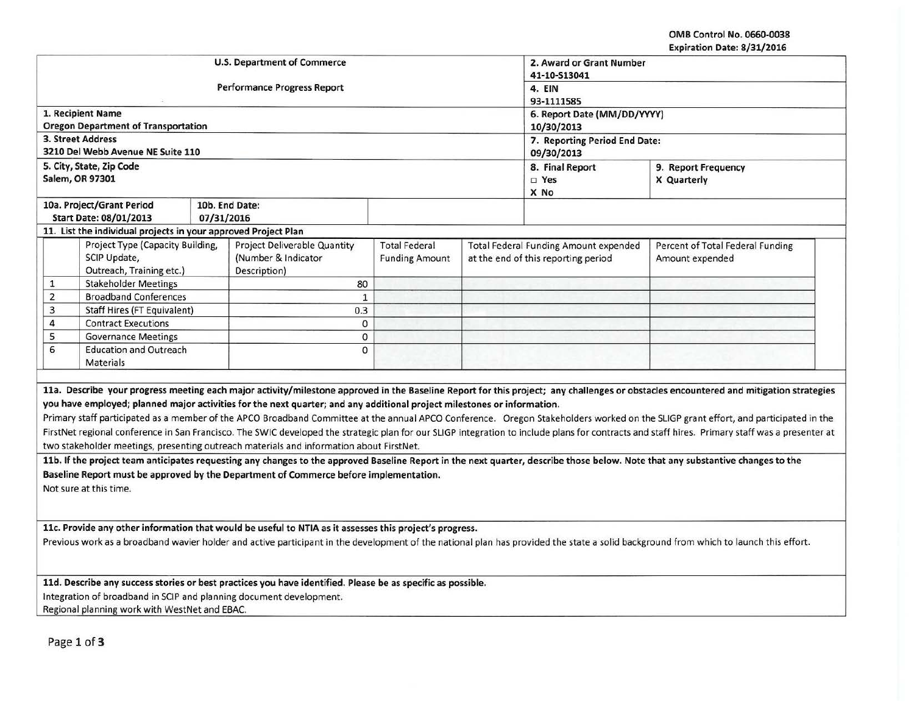OMB Control No. 0660-0038
Expiration Date: 8/31/2016

| | |
|---|---|
| U.S. Department of Commerce<br><br>Performance Progress Report | 2. Award or Grant Number<br>41-10-S13041<br>4. EIN<br>93-1111585 |
| 1. Recipient Name<br>Oregon Department of Transportation | 6. Report Date (MM/DD/YYYY)<br>10/30/2013 |
| 3. Street Address<br>3210 Del Webb Avenue NE Suite 110 | 7. Reporting Period End Date:<br>09/30/2013 |
| 5. City, State, Zip Code<br>Salem, OR 97301 | 8. Final Report<br>□ Yes<br>X No<br>9. Report Frequency<br>X Quarterly |
| 10a. Project/Grant Period<br>Start Date: 08/01/2013<br>10b. End Date:<br>07/31/2016 | |

11. List the individual projects in your approved Project Plan

| | Project Type (Capacity Building, SCIP Update, Outreach, Training etc.) | Project Deliverable Quantity (Number & Indicator Description) | Total Federal Funding Amount | Total Federal Funding Amount expended at the end of this reporting period | Percent of Total Federal Funding Amount expended |
|---|---|---|---|---|---|
| 1 | Stakeholder Meetings | 80 | | | |
| 2 | Broadband Conferences | 1 | | | |
| 3 | Staff Hires (FT Equivalent) | 0.3 | | | |
| 4 | Contract Executions | 0 | | | |
| 5 | Governance Meetings | 0 | | | |
| 6 | Education and Outreach Materials | 0 | | | |

**11a. Describe your progress meeting each major activity/milestone approved in the Baseline Report for this project; any challenges or obstacles encountered and mitigation strategies you have employed; planned major activities for the next quarter; and any additional project milestones or information.**

Primary staff participated as a member of the APCO Broadband Committee at the annual APCO Conference. Oregon Stakeholders worked on the SLIGP grant effort, and participated in the FirstNet regional conference in San Francisco. The SWIC developed the strategic plan for our SLIGP integration to include plans for contracts and staff hires. Primary staff was a presenter at two stakeholder meetings, presenting outreach materials and information about FirstNet.

**11b. If the project team anticipates requesting any changes to the approved Baseline Report in the next quarter, describe those below. Note that any substantive changes to the Baseline Report must be approved by the Department of Commerce before implementation.**

Not sure at this time.

**11c. Provide any other information that would be useful to NTIA as it assesses this project's progress.**

Previous work as a broadband wavier holder and active participant in the development of the national plan has provided the state a solid background from which to launch this effort.

**11d. Describe any success stories or best practices you have identified. Please be as specific as possible.**

Integration of broadband in SCIP and planning document development.
Regional planning work with WestNet and EBAC.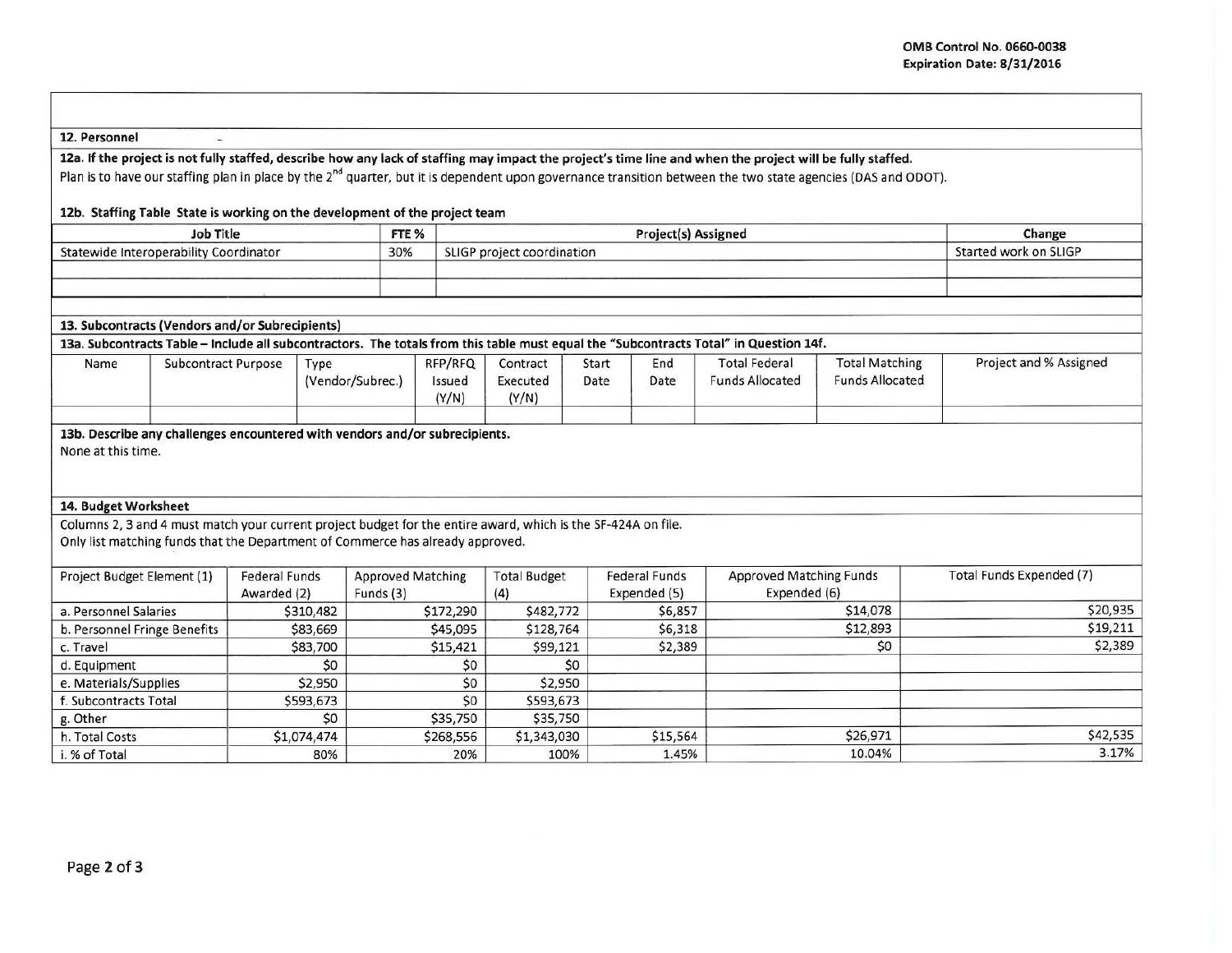OMB Control No. 0660-0038
Expiration Date: 8/31/2016

## 12. Personnel

**12a. If the project is not fully staffed, describe how any lack of staffing may impact the project's time line and when the project will be fully staffed.**

Plan is to have our staffing plan in place by the 2nd quarter, but it is dependent upon governance transition between the two state agencies (DAS and ODOT).

**12b. Staffing Table State is working on the development of the project team**

| Job Title | FTE % | Project(s) Assigned | Change |
|---|---|---|---|
| Statewide Interoperability Coordinator | 30% | SLIGP project coordination | Started work on SLIGP |
| | | | |
| | | | |

## 13. Subcontracts (Vendors and/or Subrecipients)

**13a. Subcontracts Table – Include all subcontractors. The totals from this table must equal the "Subcontracts Total" in Question 14f.**

| Name | Subcontract Purpose | Type (Vendor/Subrec.) | RFP/RFQ Issued (Y/N) | Contract Executed (Y/N) | Start Date | End Date | Total Federal Funds Allocated | Total Matching Funds Allocated | Project and % Assigned |
|---|---|---|---|---|---|---|---|---|---|
| | | | | | | | | | |

**13b. Describe any challenges encountered with vendors and/or subrecipients.**

None at this time.

## 14. Budget Worksheet

Columns 2, 3 and 4 must match your current project budget for the entire award, which is the SF-424A on file.
Only list matching funds that the Department of Commerce has already approved.

| Project Budget Element (1) | Federal Funds Awarded (2) | Approved Matching Funds (3) | Total Budget (4) | Federal Funds Expended (5) | Approved Matching Funds Expended (6) | Total Funds Expended (7) |
|---|---|---|---|---|---|---|
| a. Personnel Salaries | $310,482 | $172,290 | $482,772 | $6,857 | $14,078 | $20,935 |
| b. Personnel Fringe Benefits | $83,669 | $45,095 | $128,764 | $6,318 | $12,893 | $19,211 |
| c. Travel | $83,700 | $15,421 | $99,121 | $2,389 | $0 | $2,389 |
| d. Equipment | $0 | $0 | $0 | | | |
| e. Materials/Supplies | $2,950 | $0 | $2,950 | | | |
| f. Subcontracts Total | $593,673 | $0 | $593,673 | | | |
| g. Other | $0 | $35,750 | $35,750 | | | |
| h. Total Costs | $1,074,474 | $268,556 | $1,343,030 | $15,564 | $26,971 | $42,535 |
| i. % of Total | 80% | 20% | 100% | 1.45% | 10.04% | 3.17% |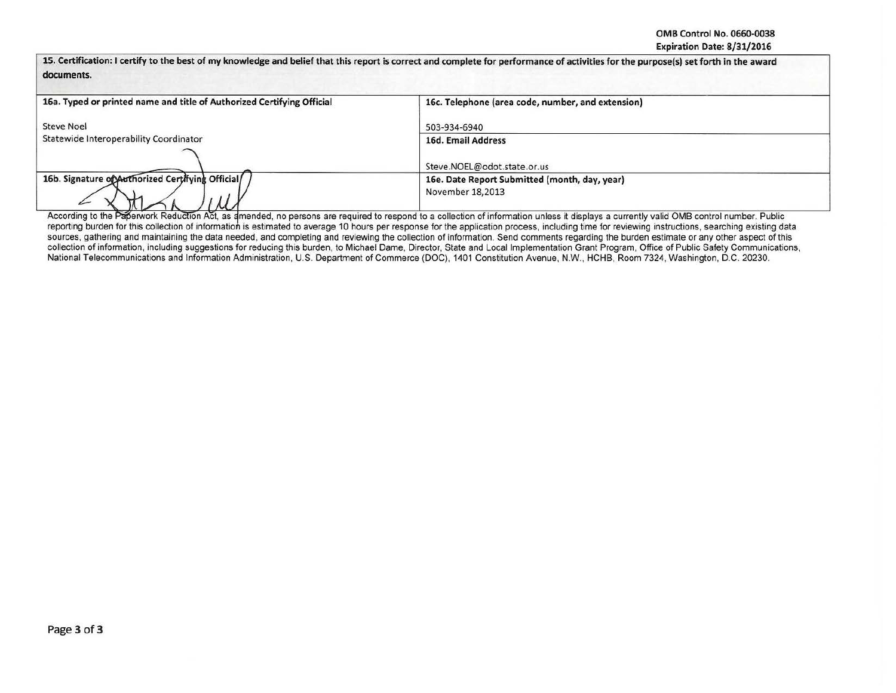OMB Control No. 0660-0038
Expiration Date: 8/31/2016

| 15. Certification: I certify to the best of my knowledge and belief that this report is correct and complete for performance of activities for the purpose(s) set forth in the award documents. | |
|---|---|
| **16a. Typed or printed name and title of Authorized Certifying Official**<br><br>Steve Noel<br>Statewide Interoperability Coordinator | **16c. Telephone (area code, number, and extension)**<br><br>503-934-6940 |
| | **16d. Email Address**<br><br>Steve.NOEL@odot.state.or.us |
| **16b. Signature of Authorized Certifying Official** | **16e. Date Report Submitted (month, day, year)**<br>November 18,2013 |

According to the Paperwork Reduction Act, as amended, no persons are required to respond to a collection of information unless it displays a currently valid OMB control number. Public reporting burden for this collection of information is estimated to average 10 hours per response for the application process, including time for reviewing instructions, searching existing data sources, gathering and maintaining the data needed, and completing and reviewing the collection of information. Send comments regarding the burden estimate or any other aspect of this collection of information, including suggestions for reducing this burden, to Michael Dame, Director, State and Local Implementation Grant Program, Office of Public Safety Communications, National Telecommunications and Information Administration, U.S. Department of Commerce (DOC), 1401 Constitution Avenue, N.W., HCHB, Room 7324, Washington, D.C. 20230.